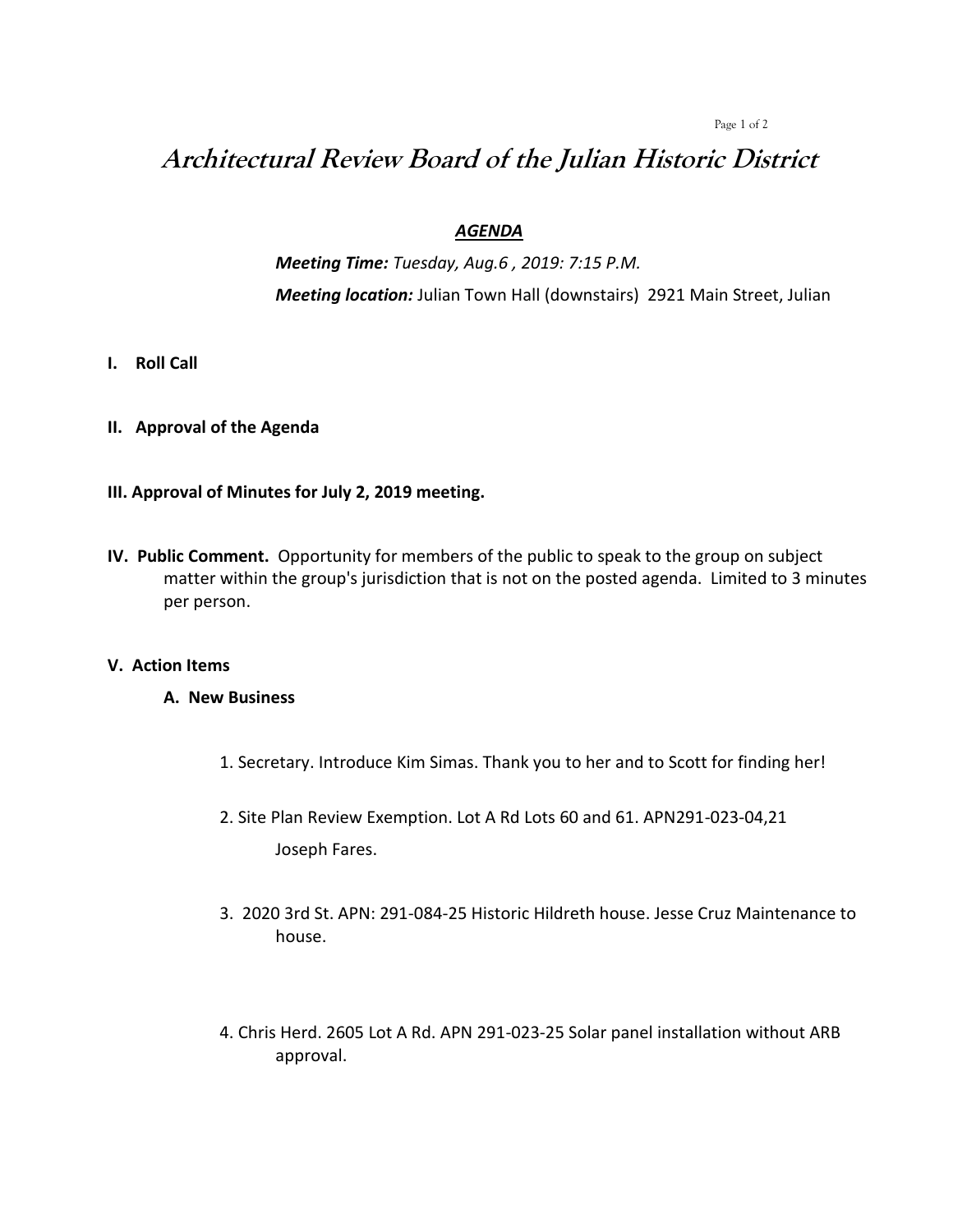# *Architectural Review Board of the Julian Historic District*

***AGENDA***

***Meeting Time:*** *Tuesday, Aug.6 , 2019: 7:15 P.M.*

***Meeting location:*** Julian Town Hall (downstairs) 2921 Main Street, Julian

**I. Roll Call**

**II. Approval of the Agenda**

**III. Approval of Minutes for July 2, 2019 meeting.**

**IV. Public Comment.** Opportunity for members of the public to speak to the group on subject matter within the group's jurisdiction that is not on the posted agenda. Limited to 3 minutes per person.

**V. Action Items**

**A. New Business**

1. Secretary. Introduce Kim Simas. Thank you to her and to Scott for finding her!

2. Site Plan Review Exemption. Lot A Rd Lots 60 and 61. APN291-023-04,21 Joseph Fares.

3. 2020 3rd St. APN: 291-084-25 Historic Hildreth house. Jesse Cruz Maintenance to house.

4. Chris Herd. 2605 Lot A Rd. APN 291-023-25 Solar panel installation without ARB approval.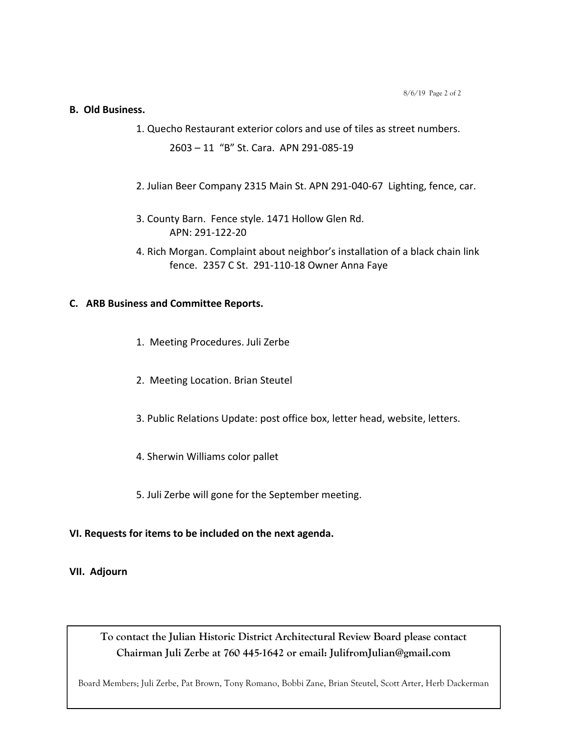**B. Old Business.**

1. Quecho Restaurant exterior colors and use of tiles as street numbers.
   2603 – 11 "B" St. Cara. APN 291-085-19

2. Julian Beer Company 2315 Main St. APN 291-040-67 Lighting, fence, car.

3. County Barn. Fence style. 1471 Hollow Glen Rd.
   APN: 291-122-20

4. Rich Morgan. Complaint about neighbor's installation of a black chain link fence. 2357 C St. 291-110-18 Owner Anna Faye

**C. ARB Business and Committee Reports.**

1. Meeting Procedures. Juli Zerbe

2. Meeting Location. Brian Steutel

3. Public Relations Update: post office box, letter head, website, letters.

4. Sherwin Williams color pallet

5. Juli Zerbe will gone for the September meeting.

**VI. Requests for items to be included on the next agenda.**

**VII. Adjourn**

**To contact the Julian Historic District Architectural Review Board please contact Chairman Juli Zerbe at 760 445-1642 or email: JulifromJulian@gmail.com**

Board Members; Juli Zerbe, Pat Brown, Tony Romano, Bobbi Zane, Brian Steutel, Scott Arter, Herb Dackerman